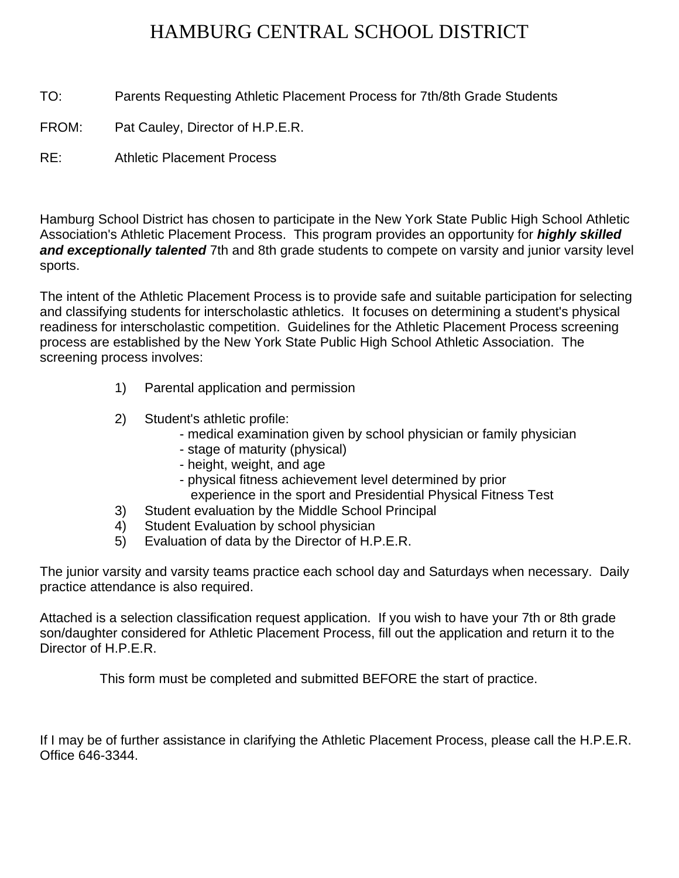# HAMBURG CENTRAL SCHOOL DISTRICT

TO: Parents Requesting Athletic Placement Process for 7th/8th Grade Students

FROM: Pat Cauley, Director of H.P.E.R.

RE: Athletic Placement Process

Hamburg School District has chosen to participate in the New York State Public High School Athletic Association's Athletic Placement Process. This program provides an opportunity for ***highly skilled and exceptionally talented*** 7th and 8th grade students to compete on varsity and junior varsity level sports.

The intent of the Athletic Placement Process is to provide safe and suitable participation for selecting and classifying students for interscholastic athletics. It focuses on determining a student's physical readiness for interscholastic competition. Guidelines for the Athletic Placement Process screening process are established by the New York State Public High School Athletic Association. The screening process involves:

1) Parental application and permission

2) Student's athletic profile:
   - medical examination given by school physician or family physician
   - stage of maturity (physical)
   - height, weight, and age
   - physical fitness achievement level determined by prior experience in the sport and Presidential Physical Fitness Test
3) Student evaluation by the Middle School Principal
4) Student Evaluation by school physician
5) Evaluation of data by the Director of H.P.E.R.

The junior varsity and varsity teams practice each school day and Saturdays when necessary. Daily practice attendance is also required.

Attached is a selection classification request application. If you wish to have your 7th or 8th grade son/daughter considered for Athletic Placement Process, fill out the application and return it to the Director of H.P.E.R.

This form must be completed and submitted BEFORE the start of practice.

If I may be of further assistance in clarifying the Athletic Placement Process, please call the H.P.E.R. Office 646-3344.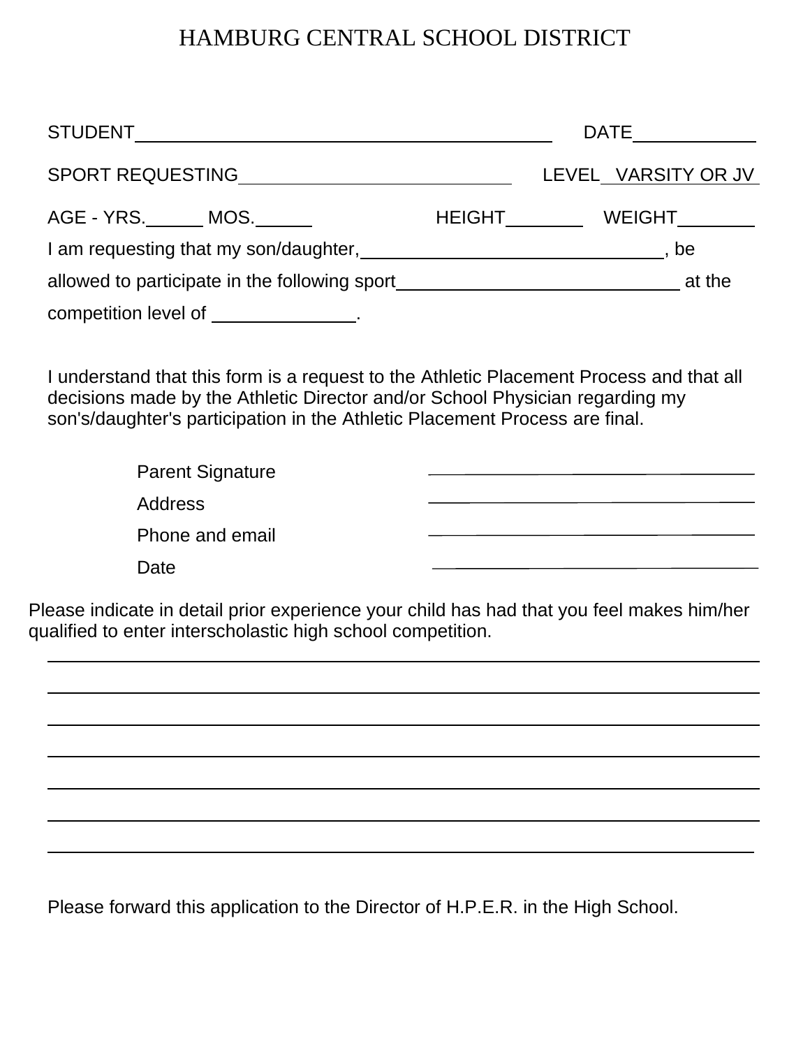# HAMBURG CENTRAL SCHOOL DISTRICT

STUDENT_________________________________________ DATE____________

SPORT REQUESTING___________________________ LEVEL VARSITY OR JV

AGE - YRS.______ MOS.______ HEIGHT________ WEIGHT________

I am requesting that my son/daughter,______________________________, be allowed to participate in the following sport____________________________ at the competition level of ______________.

I understand that this form is a request to the Athletic Placement Process and that all decisions made by the Athletic Director and/or School Physician regarding my son's/daughter's participation in the Athletic Placement Process are final.

Parent Signature ________________________________

Address ________________________________

Phone and email ________________________________

Date ________________________________

Please indicate in detail prior experience your child has had that you feel makes him/her qualified to enter interscholastic high school competition.

______________________________________________________________________

______________________________________________________________________

______________________________________________________________________

______________________________________________________________________

______________________________________________________________________

______________________________________________________________________

______________________________________________________________________

Please forward this application to the Director of H.P.E.R. in the High School.